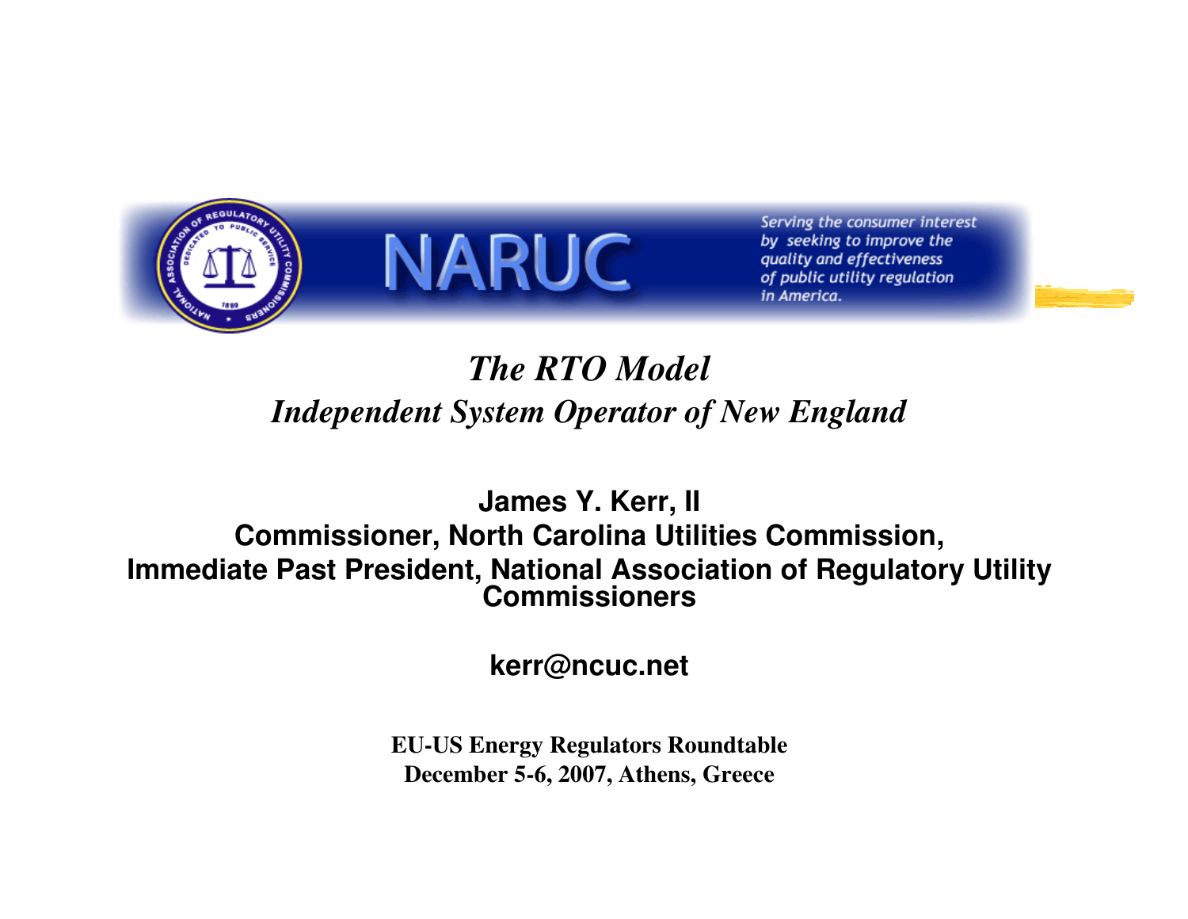NARUC

Serving the consumer interest by seeking to improve the quality and effectiveness of public utility regulation in America.

# *The RTO Model*

## *Independent System Operator of New England*

**James Y. Kerr, II**
**Commissioner, North Carolina Utilities Commission,**
**Immediate Past President, National Association of Regulatory Utility Commissioners**

**kerr@ncuc.net**

**EU-US Energy Regulators Roundtable**
**December 5-6, 2007, Athens, Greece**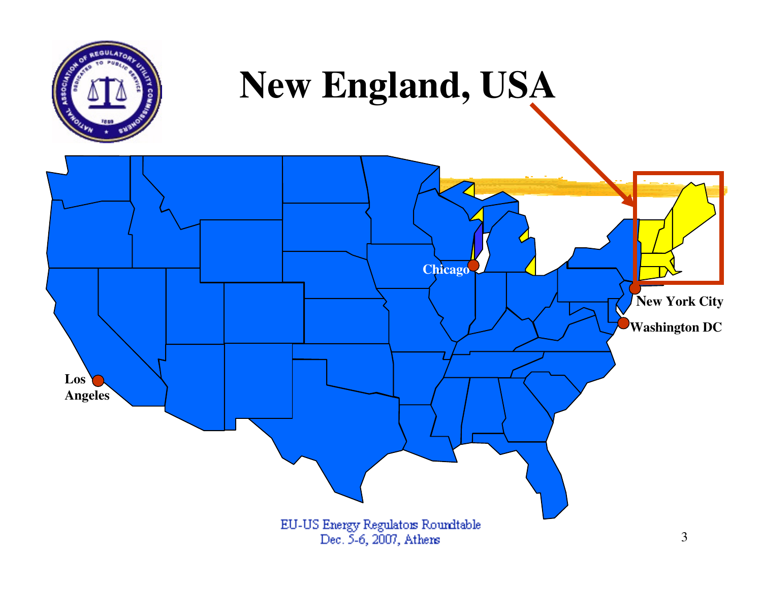# New England, USA

Chicago

New York City

Washington DC

Los Angeles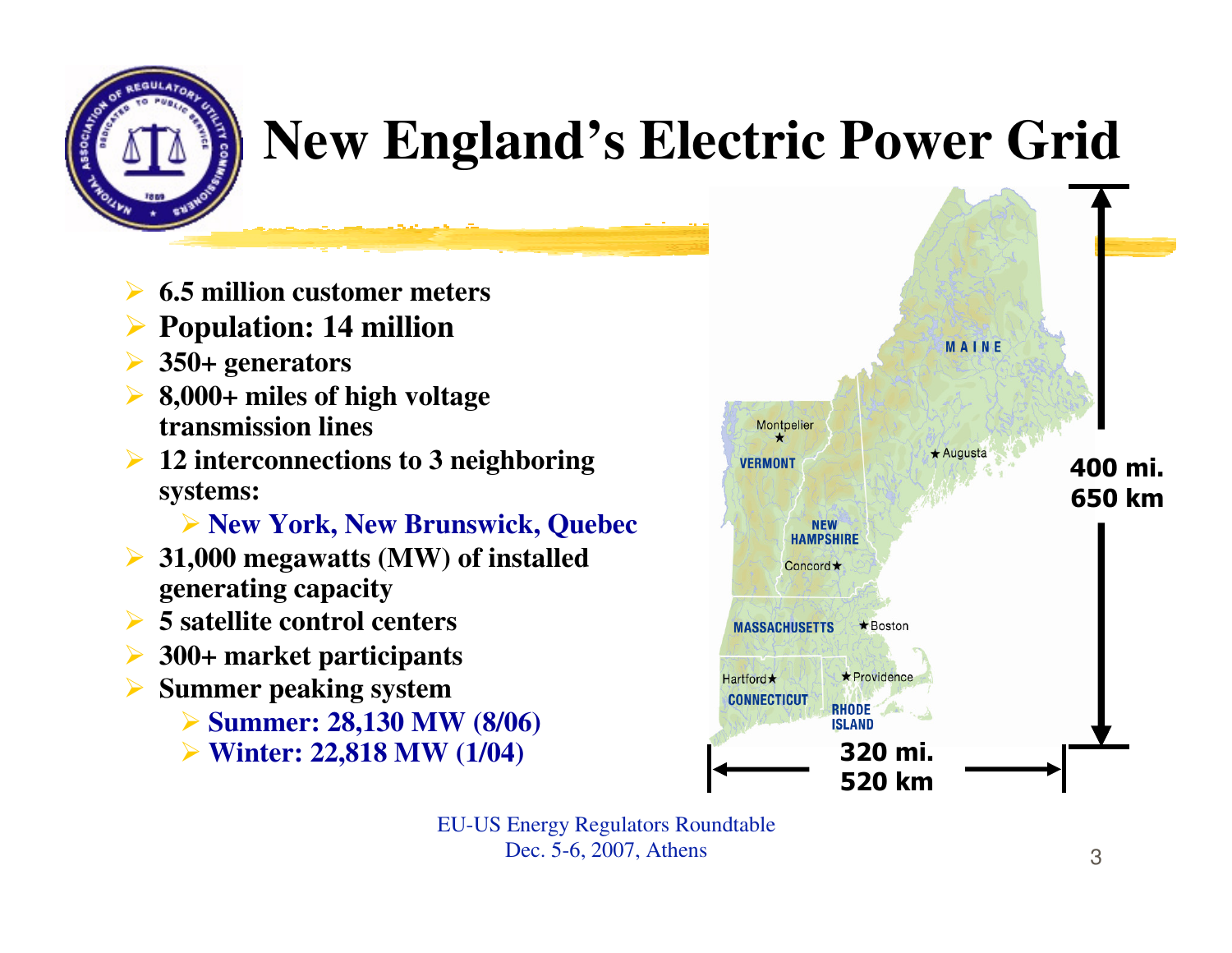# New England's Electric Power Grid

- 6.5 million customer meters
- Population: 14 million
- 350+ generators
- 8,000+ miles of high voltage transmission lines
- 12 interconnections to 3 neighboring systems:
  - New York, New Brunswick, Quebec
- 31,000 megawatts (MW) of installed generating capacity
- 5 satellite control centers
- 300+ market participants
- Summer peaking system
  - Summer: 28,130 MW (8/06)
  - Winter: 22,818 MW (1/04)

MAINE
Augusta
Montpelier
VERMONT
NEW HAMPSHIRE
Concord
MASSACHUSETTS
Boston
Hartford
Providence
CONNECTICUT
RHODE ISLAND

400 mi.
650 km

320 mi.
520 km

EU-US Energy Regulators Roundtable
Dec. 5-6, 2007, Athens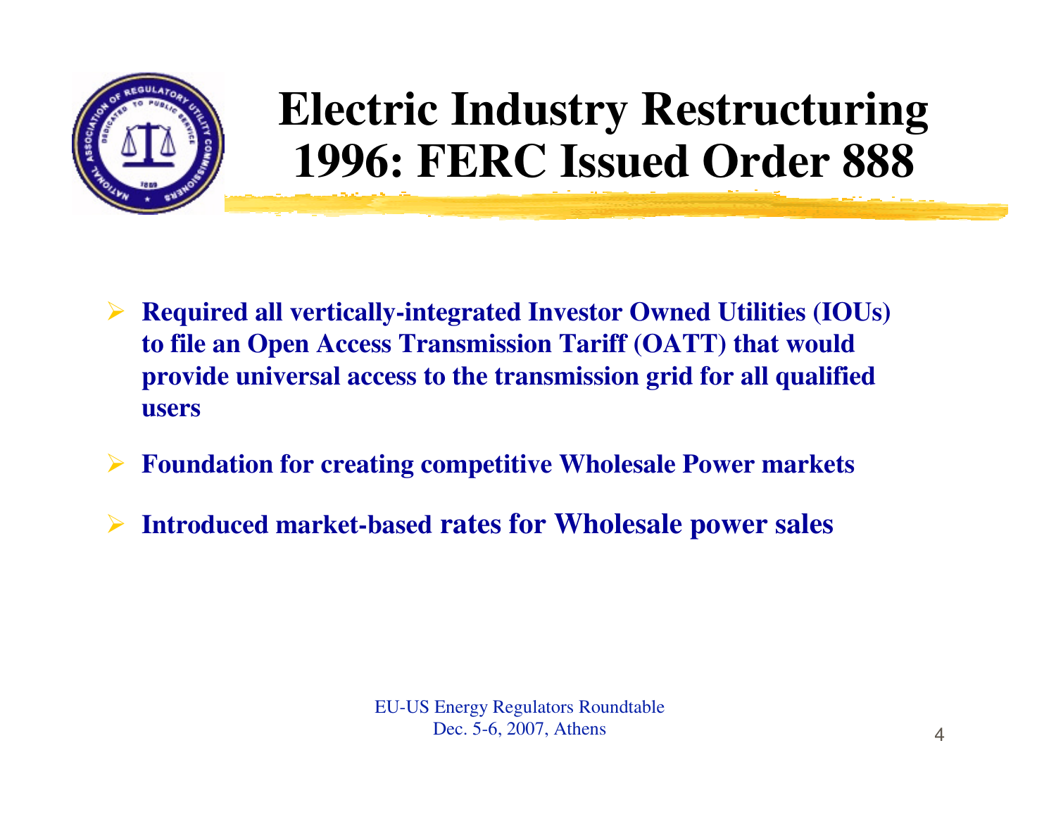# Electric Industry Restructuring 1996: FERC Issued Order 888

- **Required all vertically-integrated Investor Owned Utilities (IOUs) to file an Open Access Transmission Tariff (OATT) that would provide universal access to the transmission grid for all qualified users**
- **Foundation for creating competitive Wholesale Power markets**
- **Introduced market-based rates for Wholesale power sales**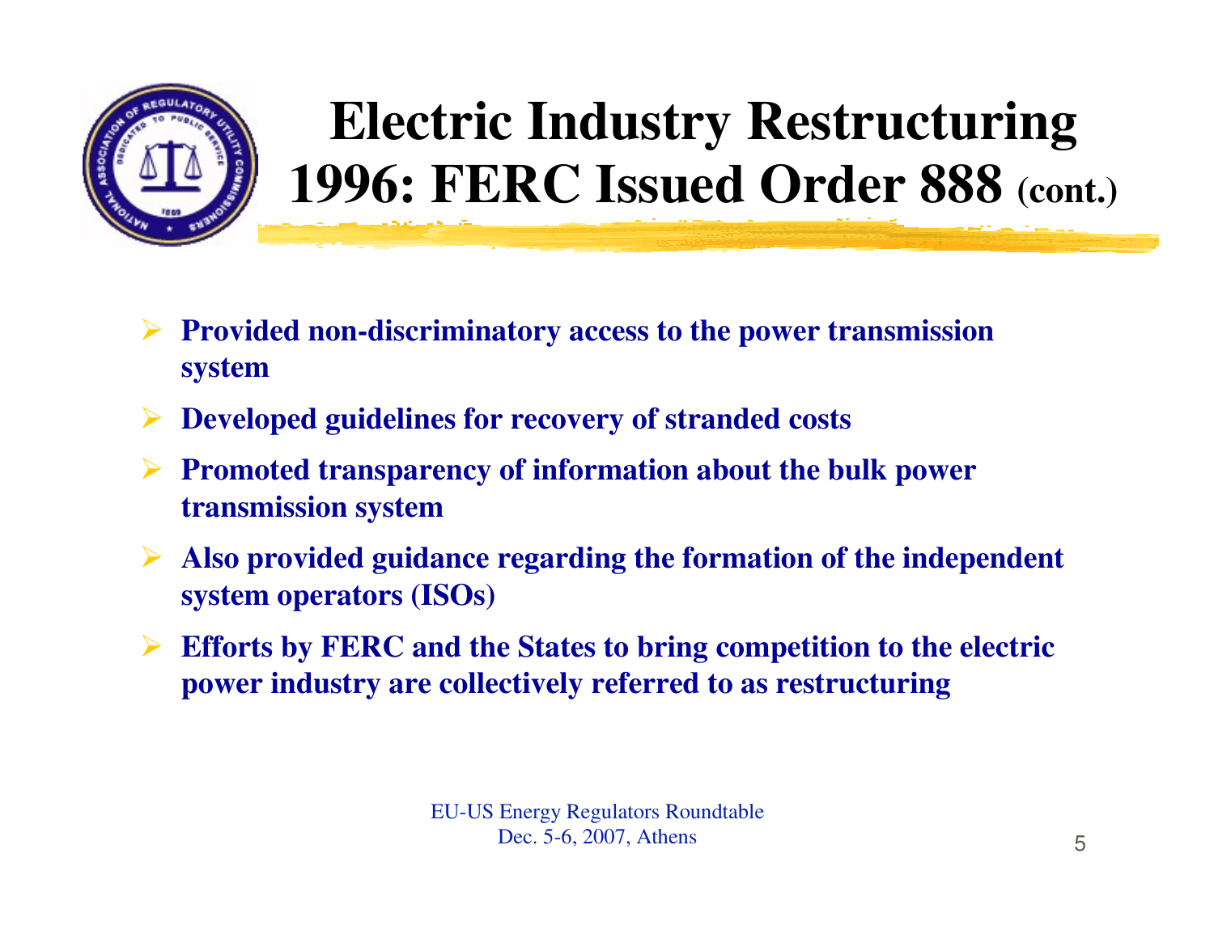# Electric Industry Restructuring 1996: FERC Issued Order 888 (cont.)

- **Provided non-discriminatory access to the power transmission system**
- **Developed guidelines for recovery of stranded costs**
- **Promoted transparency of information about the bulk power transmission system**
- **Also provided guidance regarding the formation of the independent system operators (ISOs)**
- **Efforts by FERC and the States to bring competition to the electric power industry are collectively referred to as restructuring**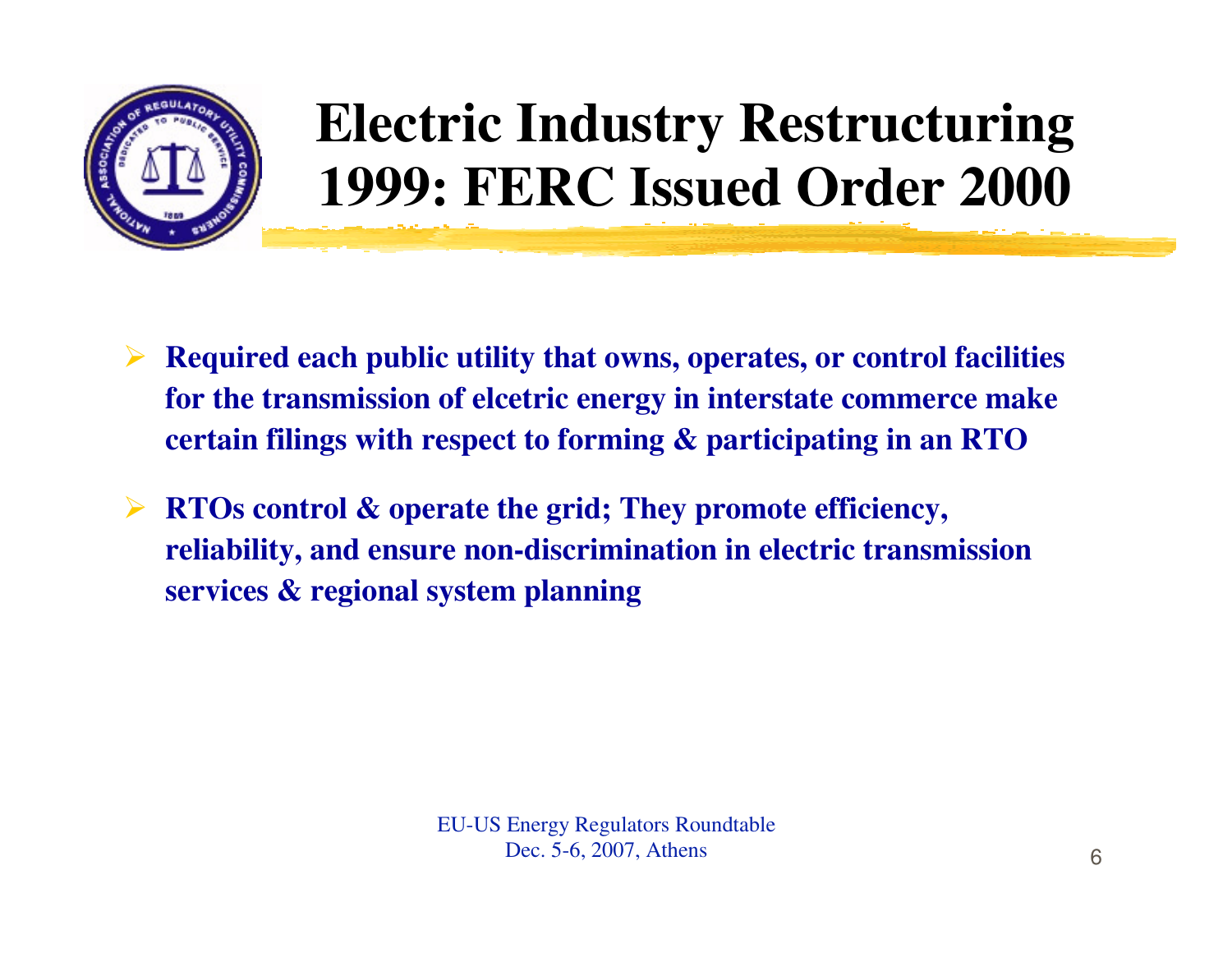# Electric Industry Restructuring 1999: FERC Issued Order 2000

- **Required each public utility that owns, operates, or control facilities for the transmission of elcetric energy in interstate commerce make certain filings with respect to forming & participating in an RTO**
- **RTOs control & operate the grid; They promote efficiency, reliability, and ensure non-discrimination in electric transmission services & regional system planning**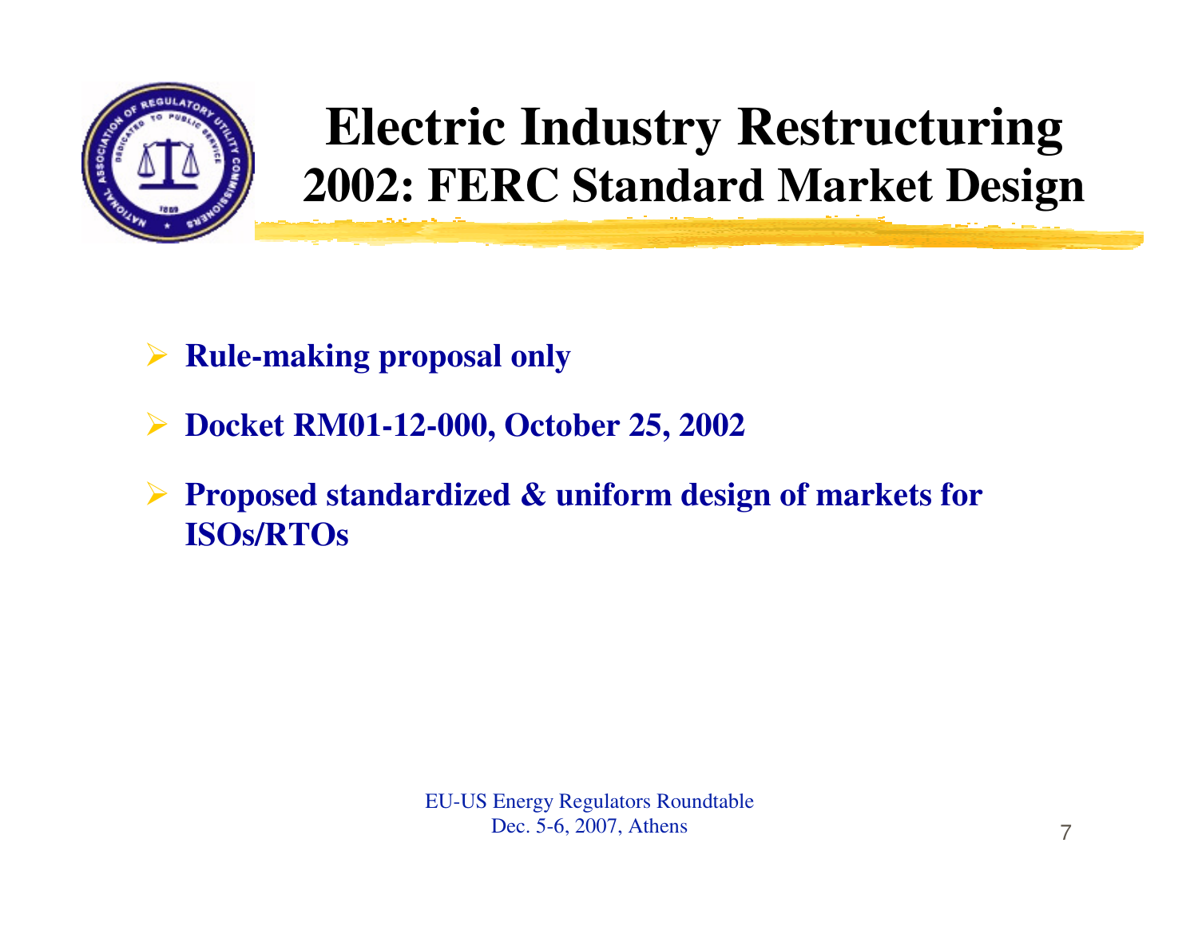# Electric Industry Restructuring

## 2002: FERC Standard Market Design

- **Rule-making proposal only**
- **Docket RM01-12-000, October 25, 2002**
- **Proposed standardized & uniform design of markets for ISOs/RTOs**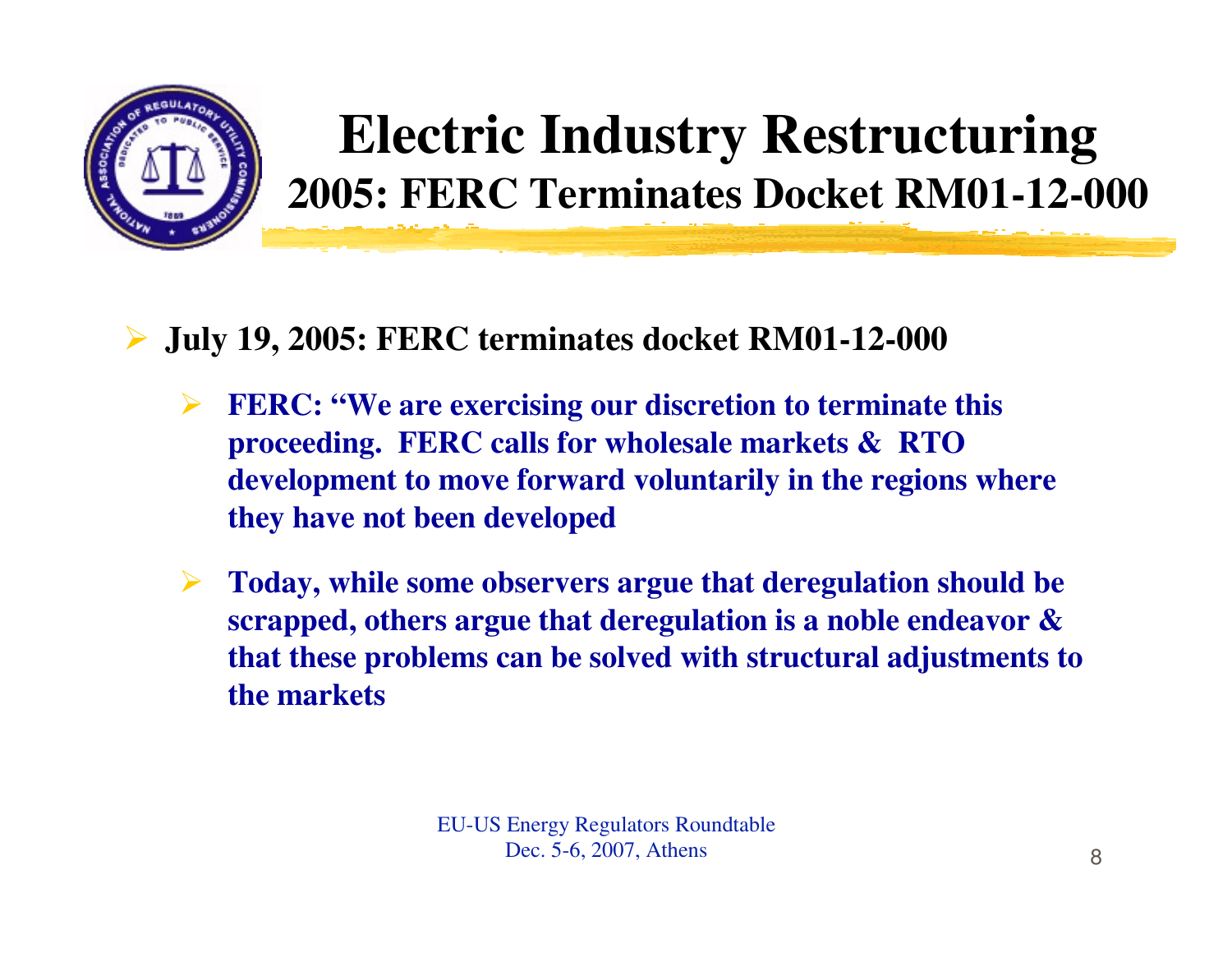# Electric Industry Restructuring

## 2005: FERC Terminates Docket RM01-12-000

- **July 19, 2005: FERC terminates docket RM01-12-000**
  - **FERC: "We are exercising our discretion to terminate this proceeding. FERC calls for wholesale markets & RTO development to move forward voluntarily in the regions where they have not been developed**
  - **Today, while some observers argue that deregulation should be scrapped, others argue that deregulation is a noble endeavor & that these problems can be solved with structural adjustments to the markets**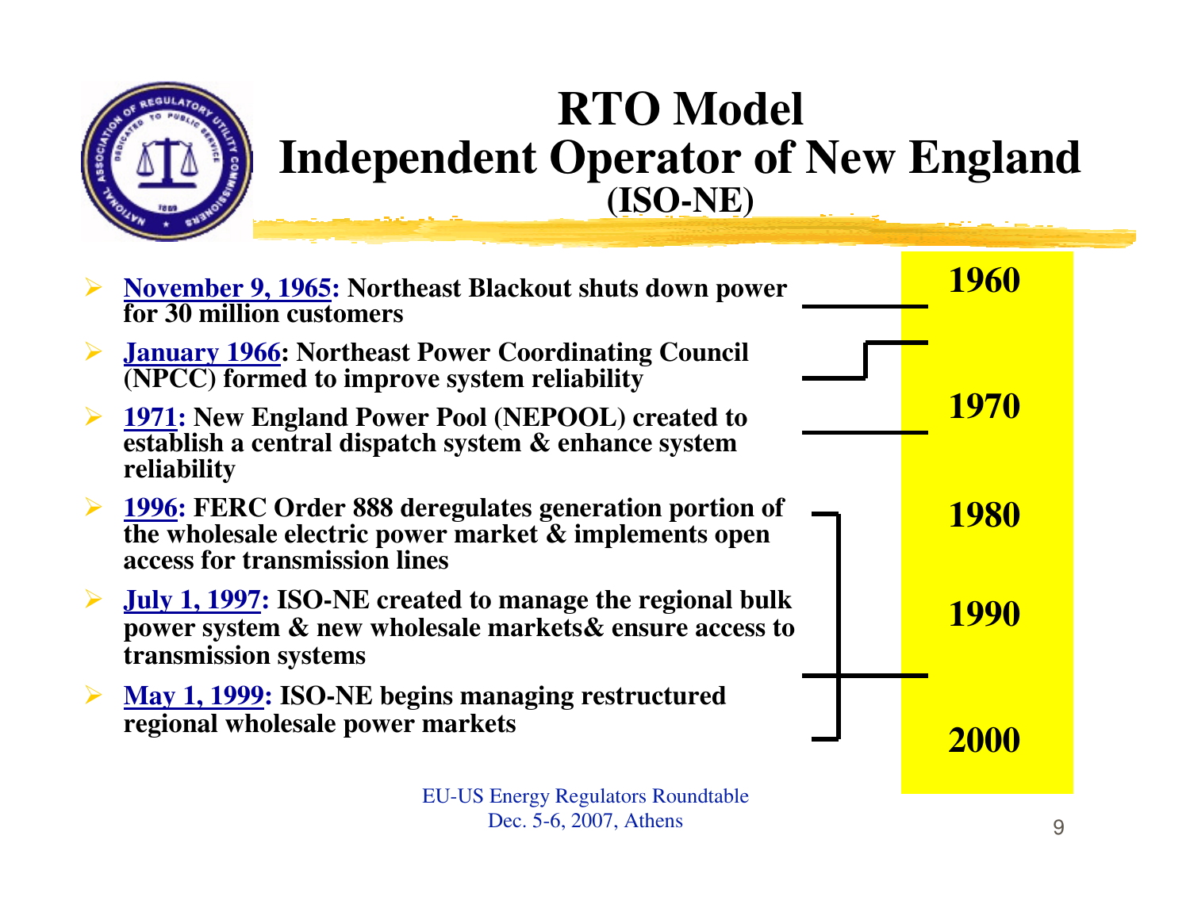# RTO Model
# Independent Operator of New England
## (ISO-NE)

- **November 9, 1965: Northeast Blackout shuts down power for 30 million customers**
- **January 1966: Northeast Power Coordinating Council (NPCC) formed to improve system reliability**
- **1971: New England Power Pool (NEPOOL) created to establish a central dispatch system & enhance system reliability**
- **1996: FERC Order 888 deregulates generation portion of the wholesale electric power market & implements open access for transmission lines**
- **July 1, 1997: ISO-NE created to manage the regional bulk power system & new wholesale markets& ensure access to transmission systems**
- **May 1, 1999: ISO-NE begins managing restructured regional wholesale power markets**

**1960**

**1970**

**1980**

**1990**

**2000**

EU-US Energy Regulators Roundtable
Dec. 5-6, 2007, Athens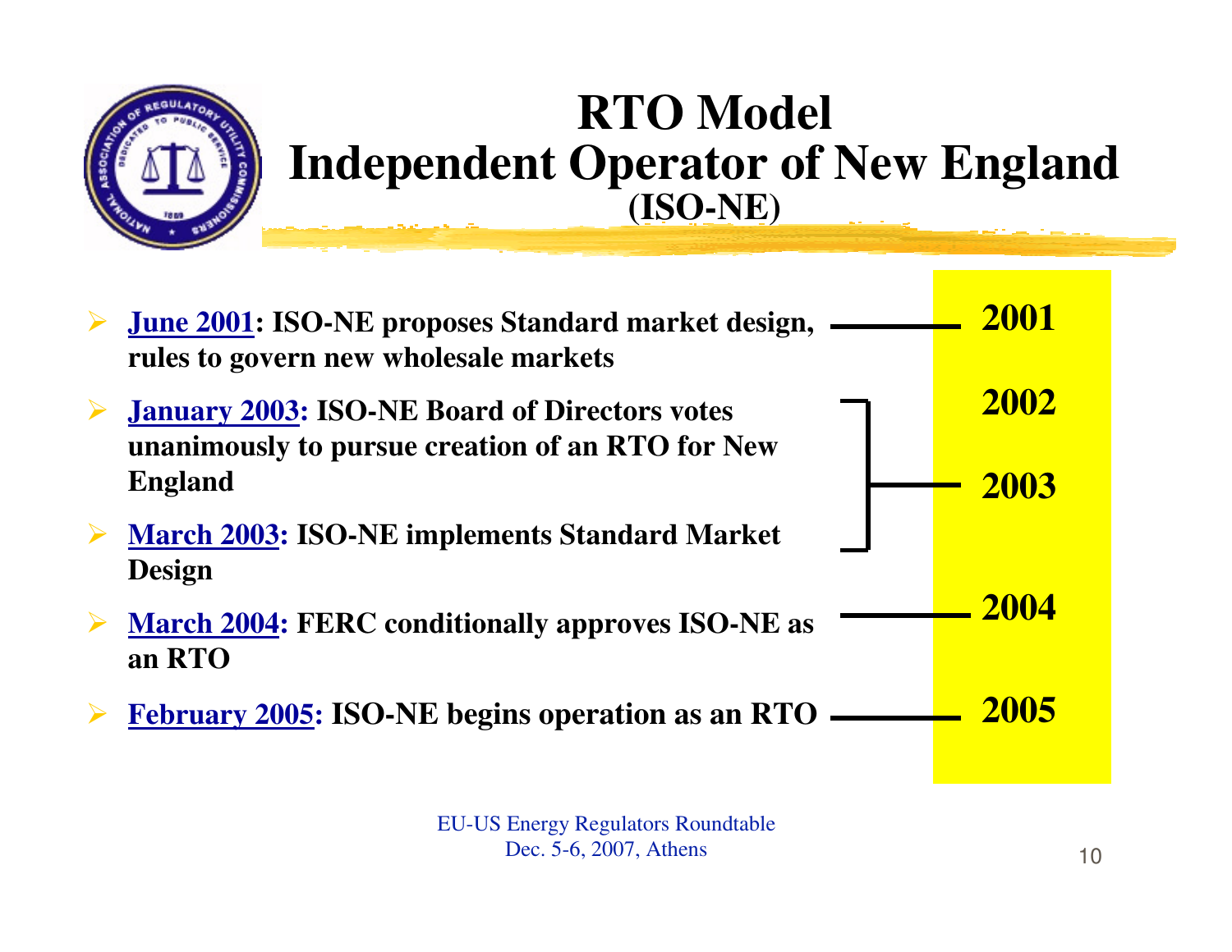# RTO Model
# Independent Operator of New England
## (ISO-NE)

- **June 2001: ISO-NE proposes Standard market design, rules to govern new wholesale markets**
- **January 2003: ISO-NE Board of Directors votes unanimously to pursue creation of an RTO for New England**
- **March 2003: ISO-NE implements Standard Market Design**
- **March 2004: FERC conditionally approves ISO-NE as an RTO**
- **February 2005: ISO-NE begins operation as an RTO**

**2001**

**2002**

**2003**

**2004**

**2005**

EU-US Energy Regulators Roundtable
Dec. 5-6, 2007, Athens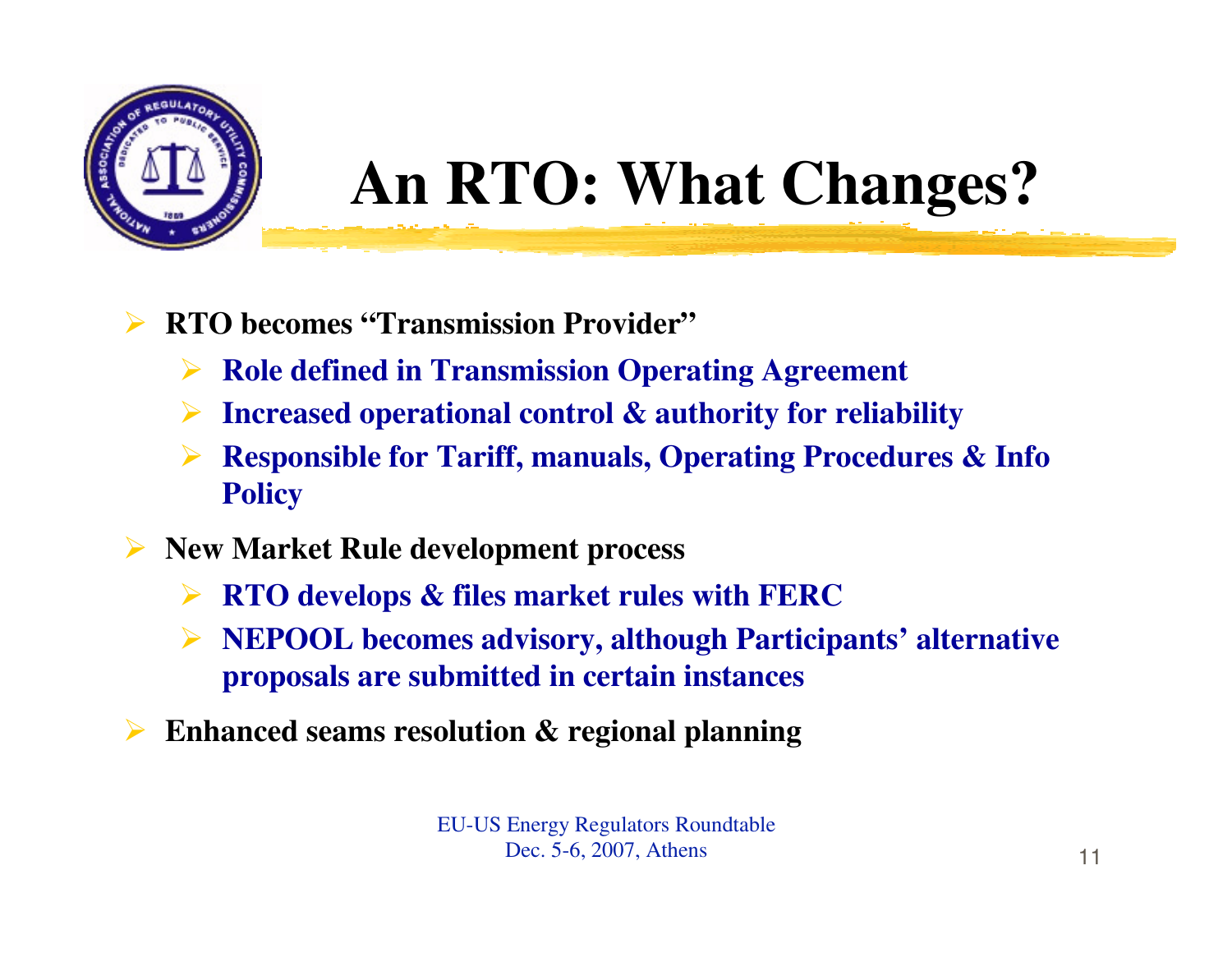# An RTO: What Changes?

- **RTO becomes "Transmission Provider"**
  - **Role defined in Transmission Operating Agreement**
  - **Increased operational control & authority for reliability**
  - **Responsible for Tariff, manuals, Operating Procedures & Info Policy**
- **New Market Rule development process**
  - **RTO develops & files market rules with FERC**
  - **NEPOOL becomes advisory, although Participants' alternative proposals are submitted in certain instances**
- **Enhanced seams resolution & regional planning**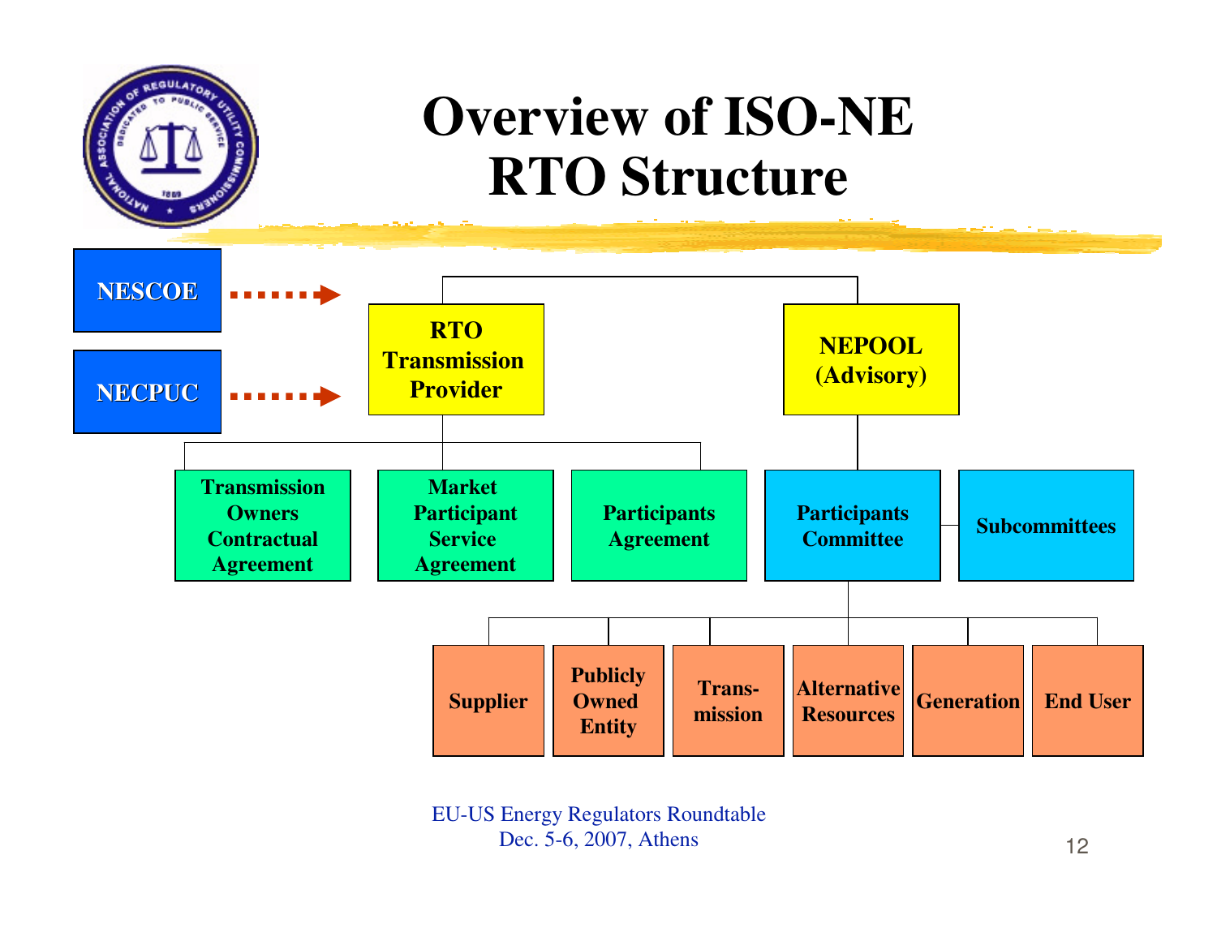# Overview of ISO-NE RTO Structure

- NESCOE → RTO Transmission Provider
- NECPUC → RTO Transmission Provider

**RTO Transmission Provider**
- Transmission Owners Contractual Agreement
- Market Participant Service Agreement
- Participants Agreement

**NEPOOL (Advisory)**
- Participants Committee — Subcommittees
  - Supplier
  - Publicly Owned Entity
  - Trans-mission
  - Alternative Resources
  - Generation
  - End User

EU-US Energy Regulators Roundtable
Dec. 5-6, 2007, Athens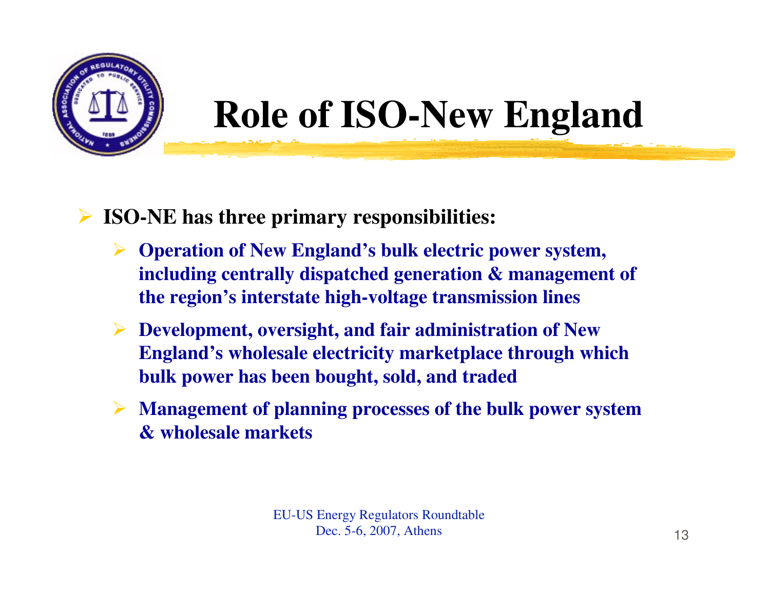# Role of ISO-New England

- **ISO-NE has three primary responsibilities:**
  - **Operation of New England's bulk electric power system, including centrally dispatched generation & management of the region's interstate high-voltage transmission lines**
  - **Development, oversight, and fair administration of New England's wholesale electricity marketplace through which bulk power has been bought, sold, and traded**
  - **Management of planning processes of the bulk power system & wholesale markets**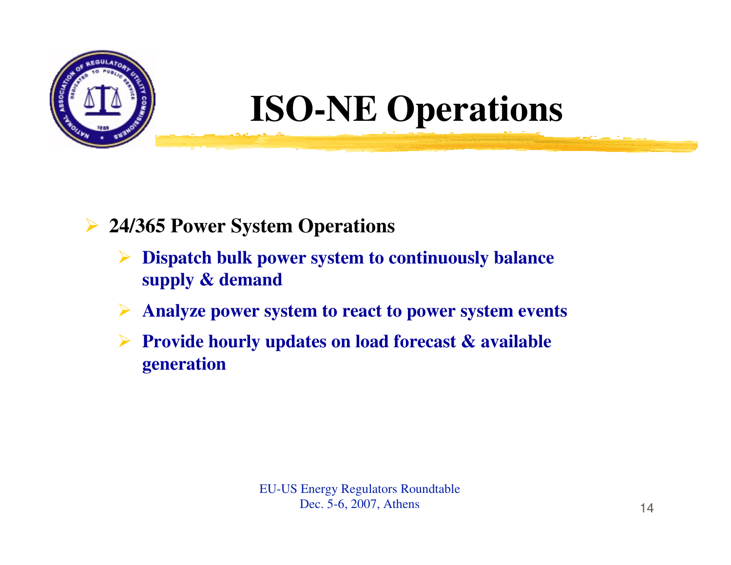# ISO-NE Operations

- **24/365 Power System Operations**
  - **Dispatch bulk power system to continuously balance supply & demand**
  - **Analyze power system to react to power system events**
  - **Provide hourly updates on load forecast & available generation**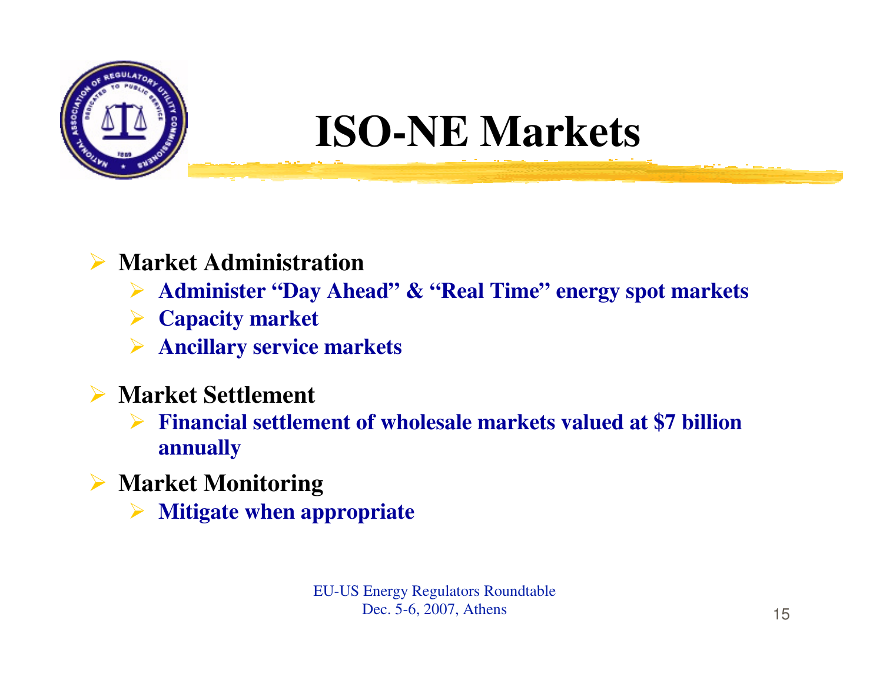# ISO-NE Markets

- **Market Administration**
  - **Administer "Day Ahead" & "Real Time" energy spot markets**
  - **Capacity market**
  - **Ancillary service markets**
- **Market Settlement**
  - **Financial settlement of wholesale markets valued at $7 billion annually**
- **Market Monitoring**
  - **Mitigate when appropriate**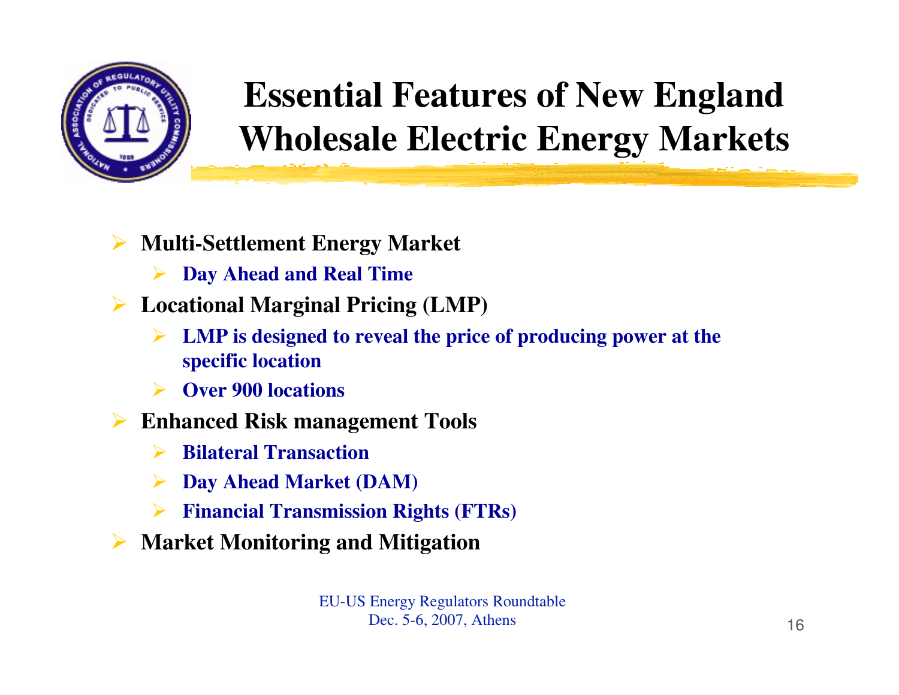# Essential Features of New England Wholesale Electric Energy Markets

- **Multi-Settlement Energy Market**
  - **Day Ahead and Real Time**
- **Locational Marginal Pricing (LMP)**
  - **LMP is designed to reveal the price of producing power at the specific location**
  - **Over 900 locations**
- **Enhanced Risk management Tools**
  - **Bilateral Transaction**
  - **Day Ahead Market (DAM)**
  - **Financial Transmission Rights (FTRs)**
- **Market Monitoring and Mitigation**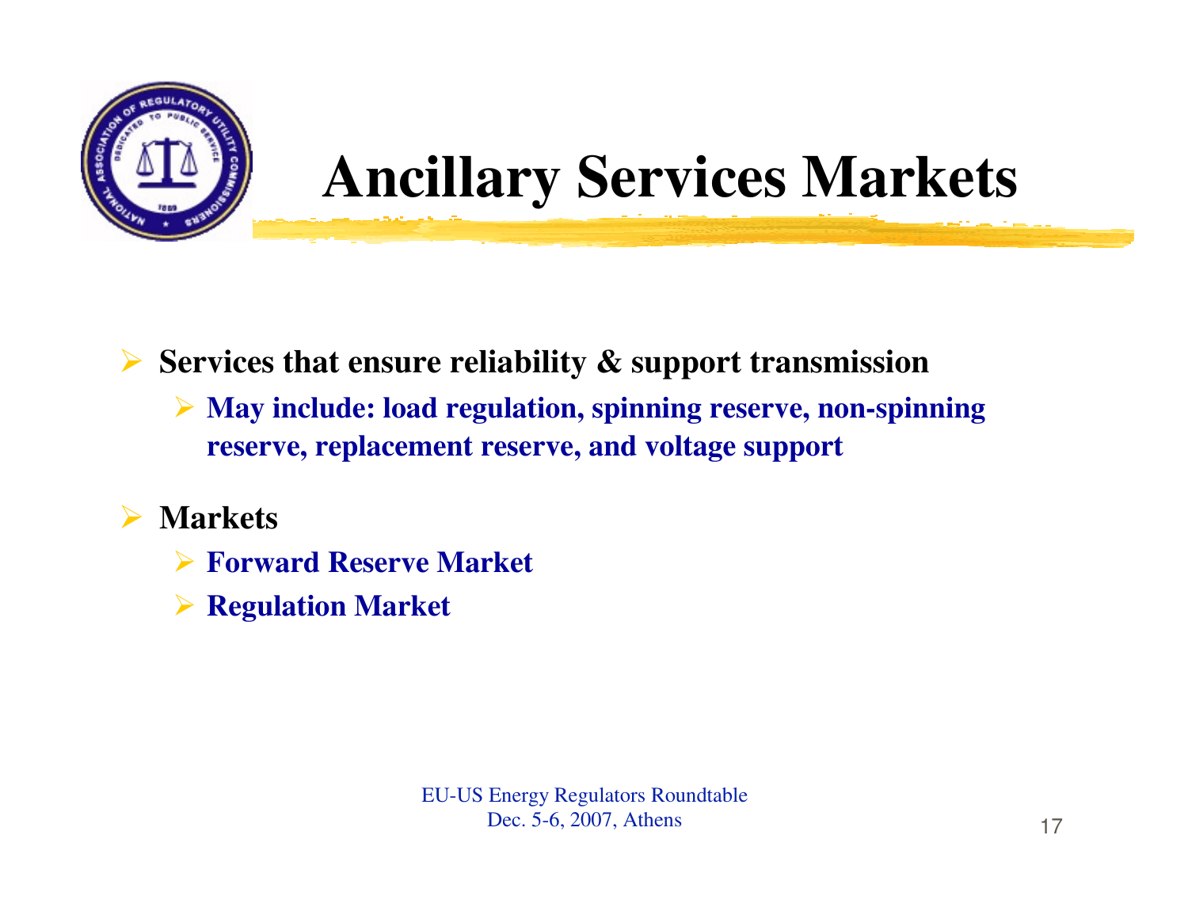# Ancillary Services Markets

- **Services that ensure reliability & support transmission**
  - **May include: load regulation, spinning reserve, non-spinning reserve, replacement reserve, and voltage support**
- **Markets**
  - **Forward Reserve Market**
  - **Regulation Market**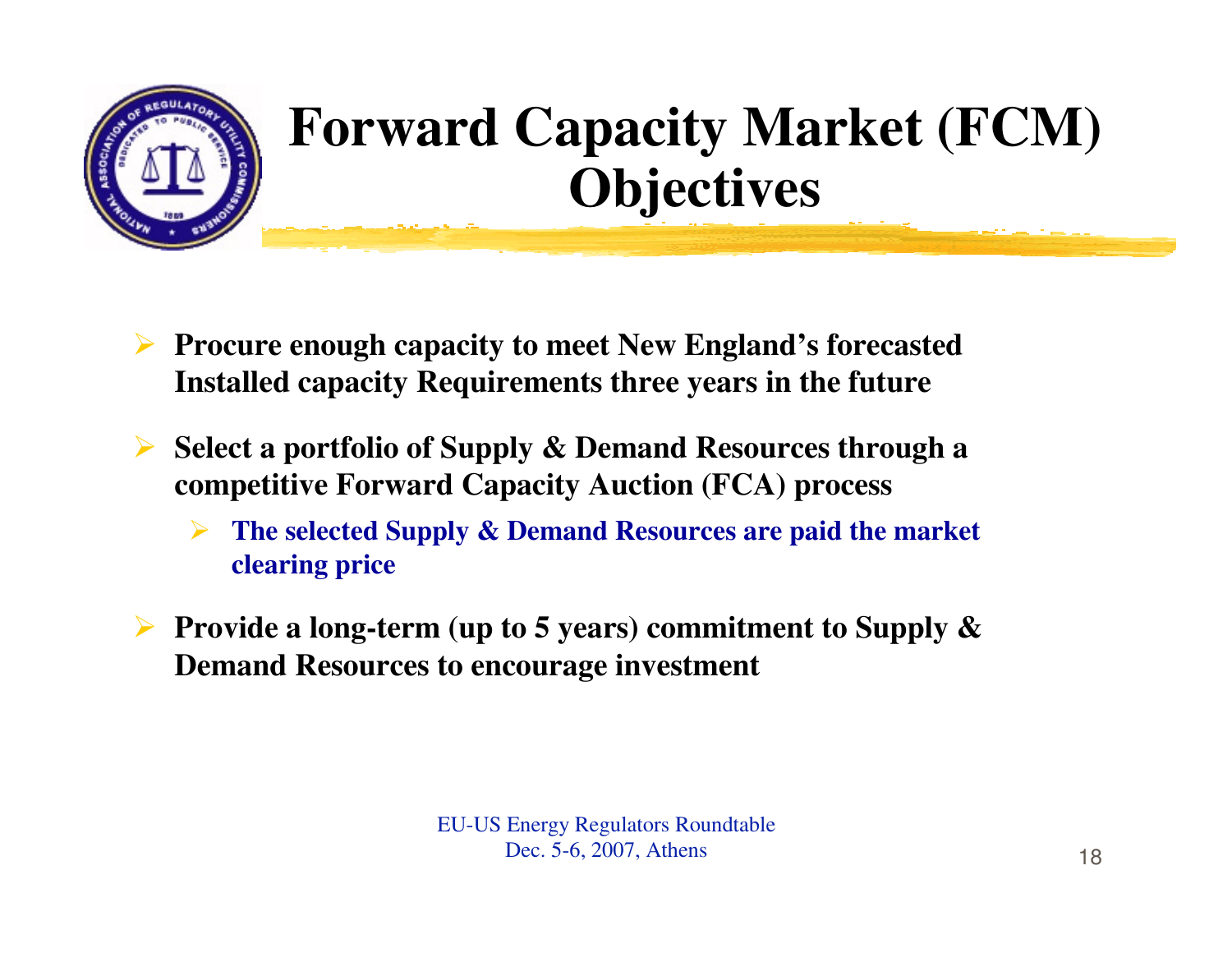# Forward Capacity Market (FCM) Objectives

- **Procure enough capacity to meet New England's forecasted Installed capacity Requirements three years in the future**
- **Select a portfolio of Supply & Demand Resources through a competitive Forward Capacity Auction (FCA) process**
  - **The selected Supply & Demand Resources are paid the market clearing price**
- **Provide a long-term (up to 5 years) commitment to Supply & Demand Resources to encourage investment**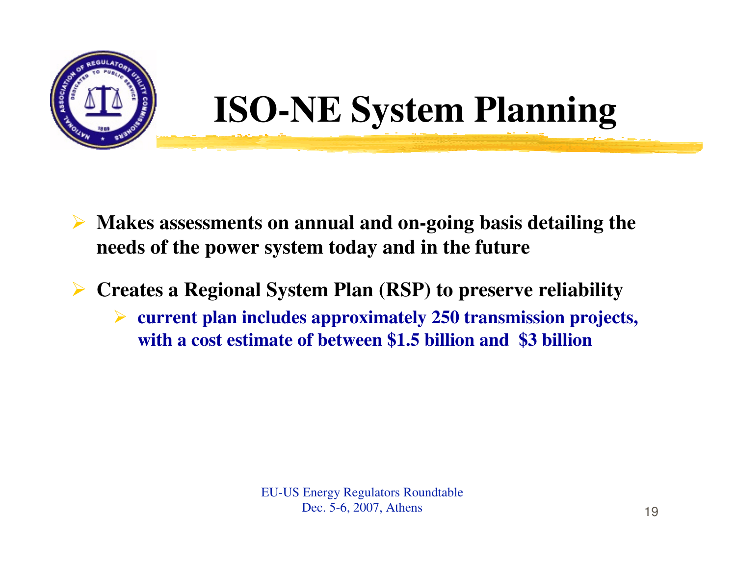# ISO-NE System Planning

- **Makes assessments on annual and on-going basis detailing the needs of the power system today and in the future**
- **Creates a Regional System Plan (RSP) to preserve reliability**
  - **current plan includes approximately 250 transmission projects, with a cost estimate of between $1.5 billion and $3 billion**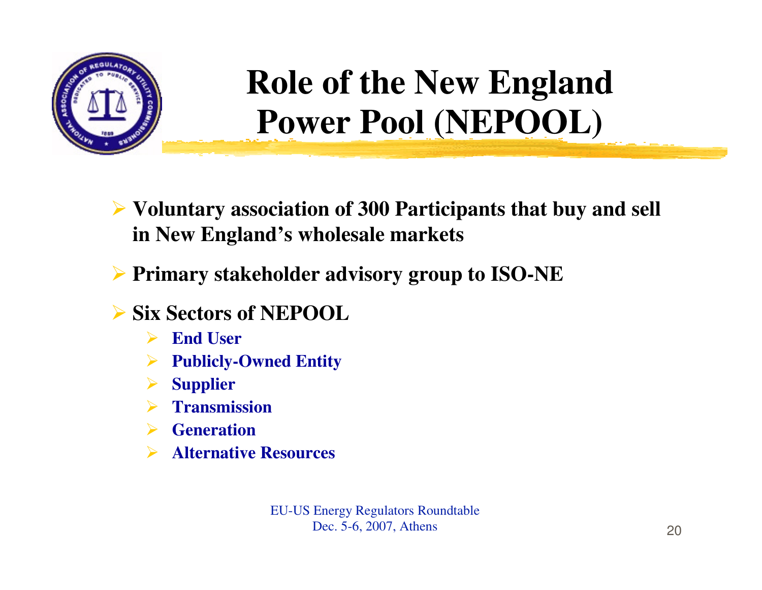# Role of the New England Power Pool (NEPOOL)

- **Voluntary association of 300 Participants that buy and sell in New England's wholesale markets**
- **Primary stakeholder advisory group to ISO-NE**
- **Six Sectors of NEPOOL**
  - **End User**
  - **Publicly-Owned Entity**
  - **Supplier**
  - **Transmission**
  - **Generation**
  - **Alternative Resources**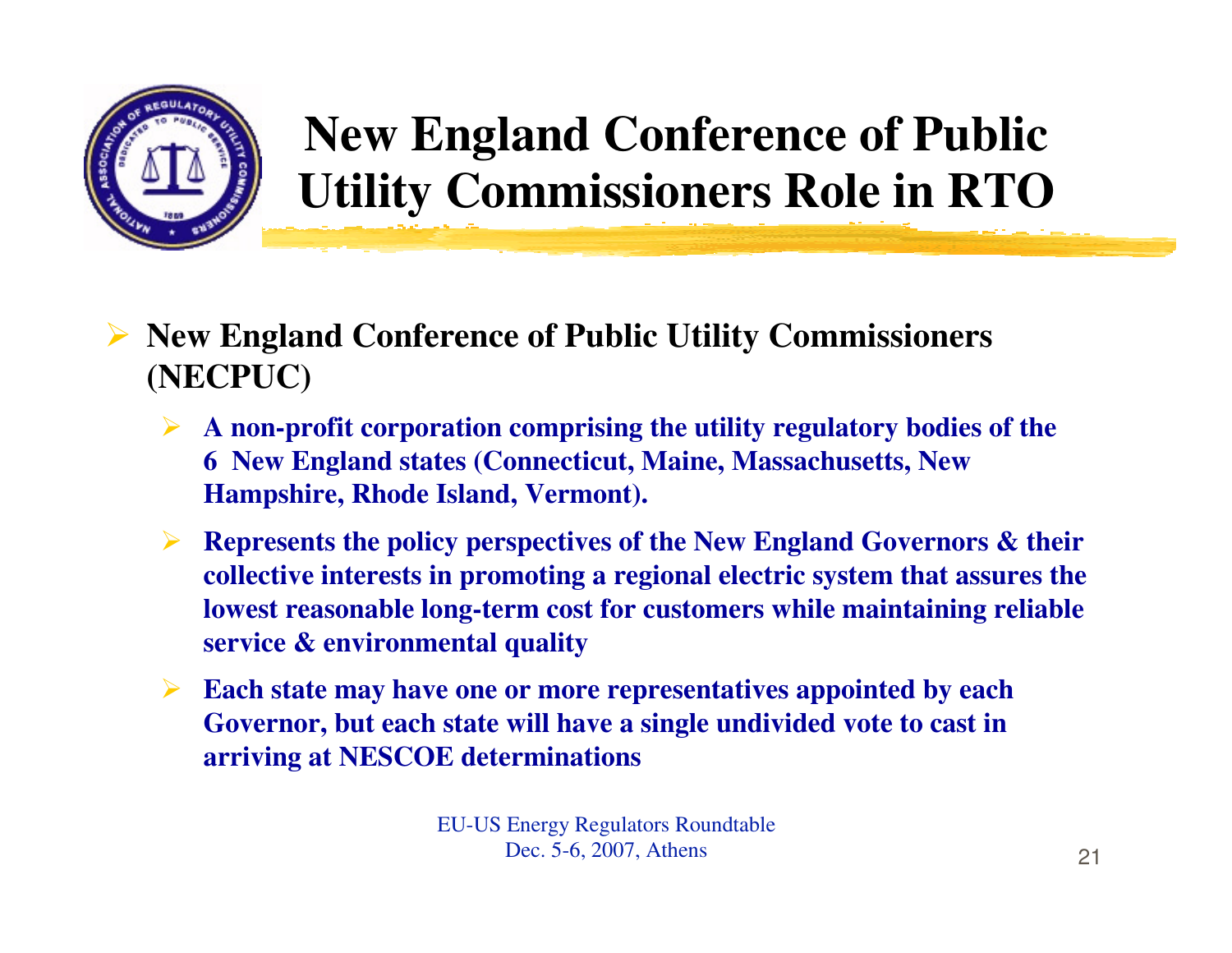# New England Conference of Public Utility Commissioners Role in RTO

- **New England Conference of Public Utility Commissioners (NECPUC)**
  - **A non-profit corporation comprising the utility regulatory bodies of the 6 New England states (Connecticut, Maine, Massachusetts, New Hampshire, Rhode Island, Vermont).**
  - **Represents the policy perspectives of the New England Governors & their collective interests in promoting a regional electric system that assures the lowest reasonable long-term cost for customers while maintaining reliable service & environmental quality**
  - **Each state may have one or more representatives appointed by each Governor, but each state will have a single undivided vote to cast in arriving at NESCOE determinations**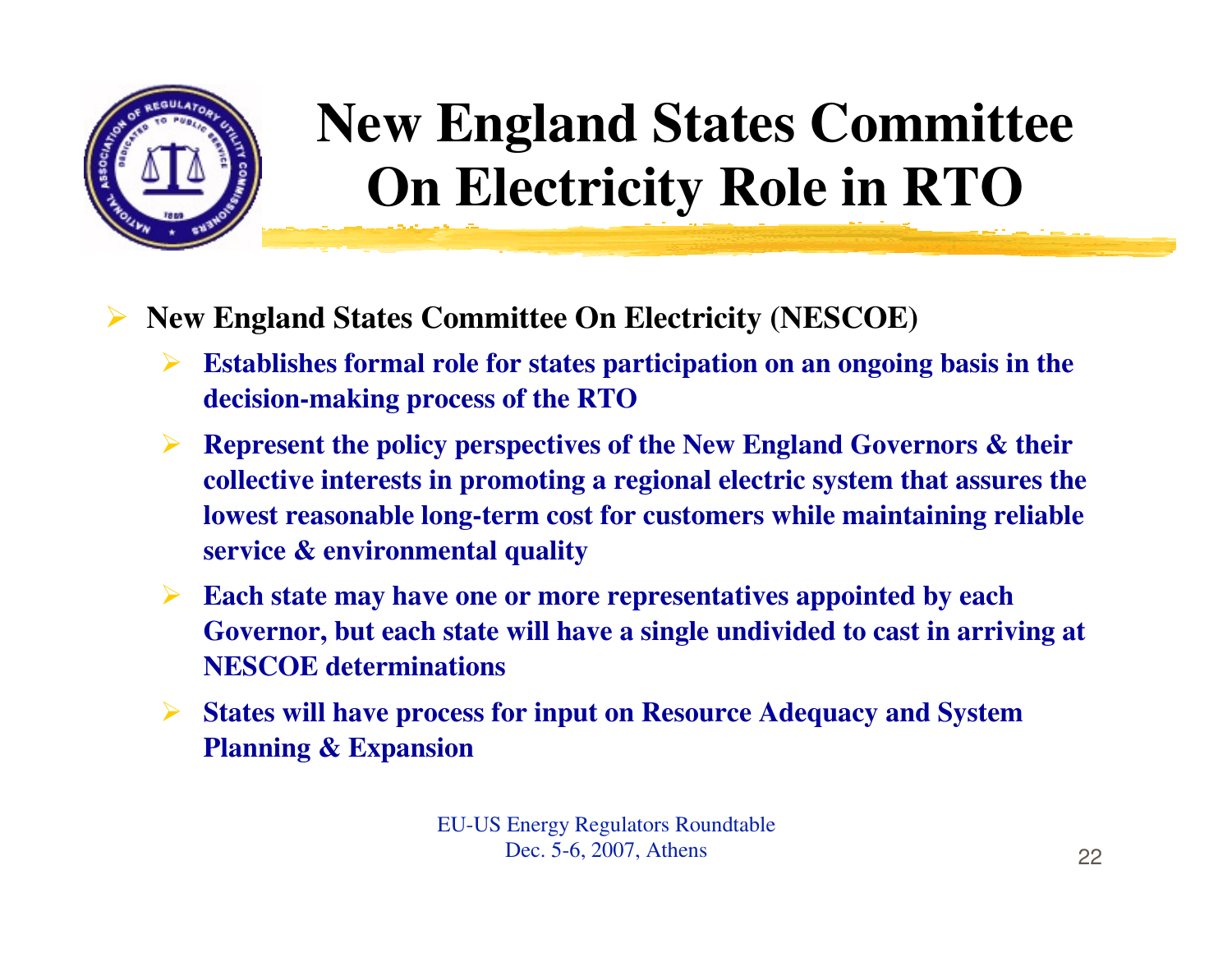# New England States Committee On Electricity Role in RTO

- **New England States Committee On Electricity (NESCOE)**
  - **Establishes formal role for states participation on an ongoing basis in the decision-making process of the RTO**
  - **Represent the policy perspectives of the New England Governors & their collective interests in promoting a regional electric system that assures the lowest reasonable long-term cost for customers while maintaining reliable service & environmental quality**
  - **Each state may have one or more representatives appointed by each Governor, but each state will have a single undivided to cast in arriving at NESCOE determinations**
  - **States will have process for input on Resource Adequacy and System Planning & Expansion**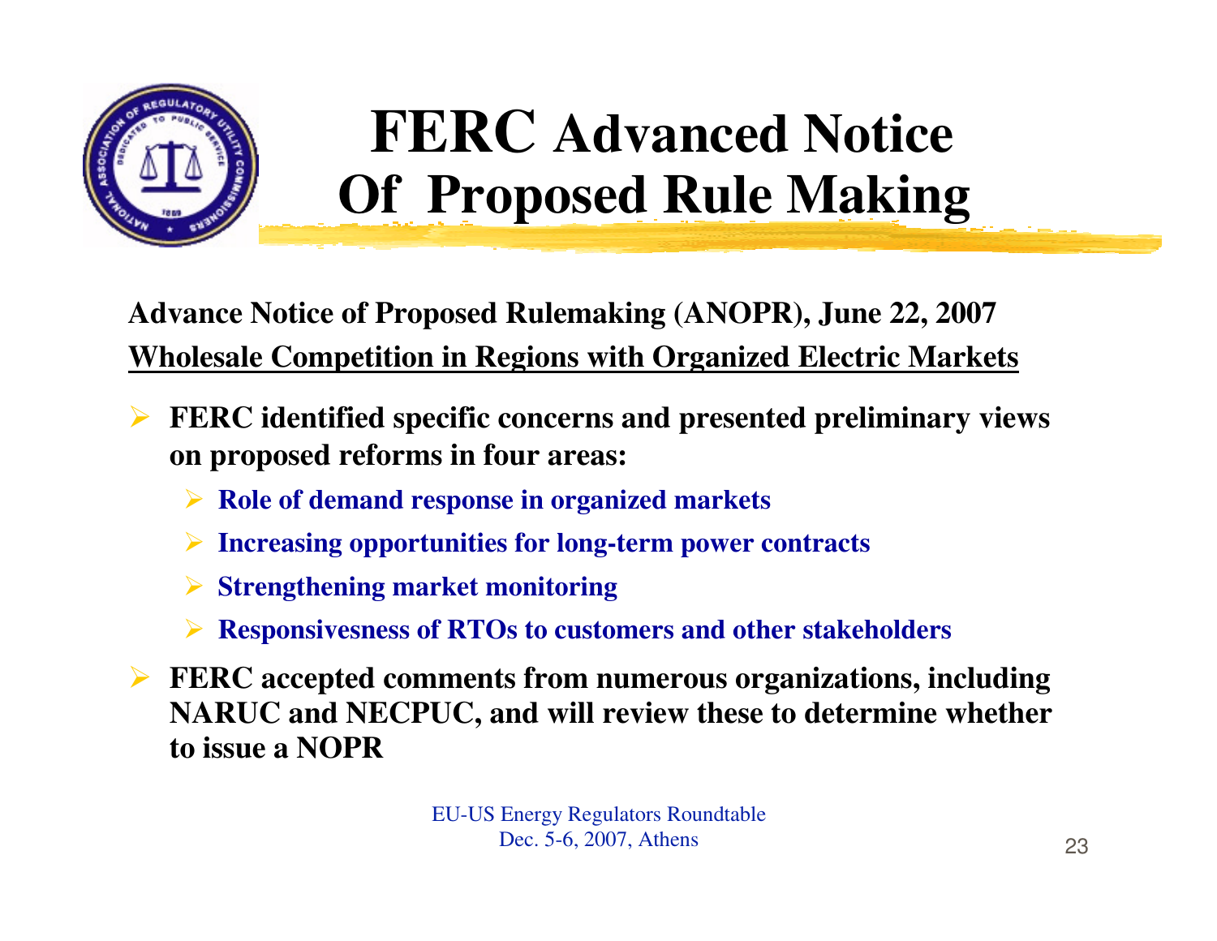# FERC Advanced Notice Of Proposed Rule Making

**Advance Notice of Proposed Rulemaking (ANOPR), June 22, 2007**

**Wholesale Competition in Regions with Organized Electric Markets**

- **FERC identified specific concerns and presented preliminary views on proposed reforms in four areas:**
  - **Role of demand response in organized markets**
  - **Increasing opportunities for long-term power contracts**
  - **Strengthening market monitoring**
  - **Responsivesness of RTOs to customers and other stakeholders**
- **FERC accepted comments from numerous organizations, including NARUC and NECPUC, and will review these to determine whether to issue a NOPR**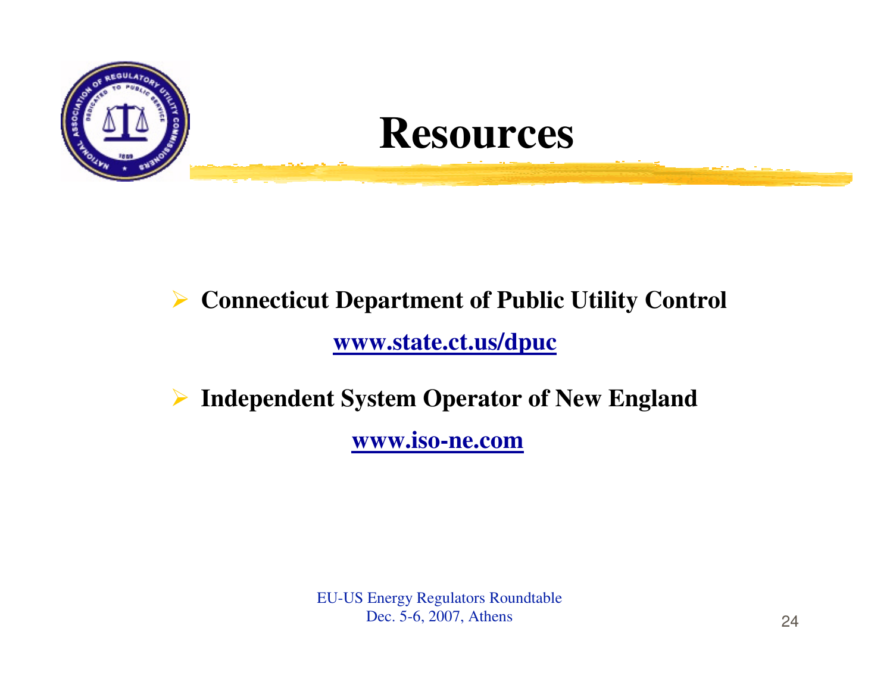# Resources

- **Connecticut Department of Public Utility Control**

  **www.state.ct.us/dpuc**

- **Independent System Operator of New England**

  **www.iso-ne.com**

EU-US Energy Regulators Roundtable
Dec. 5-6, 2007, Athens